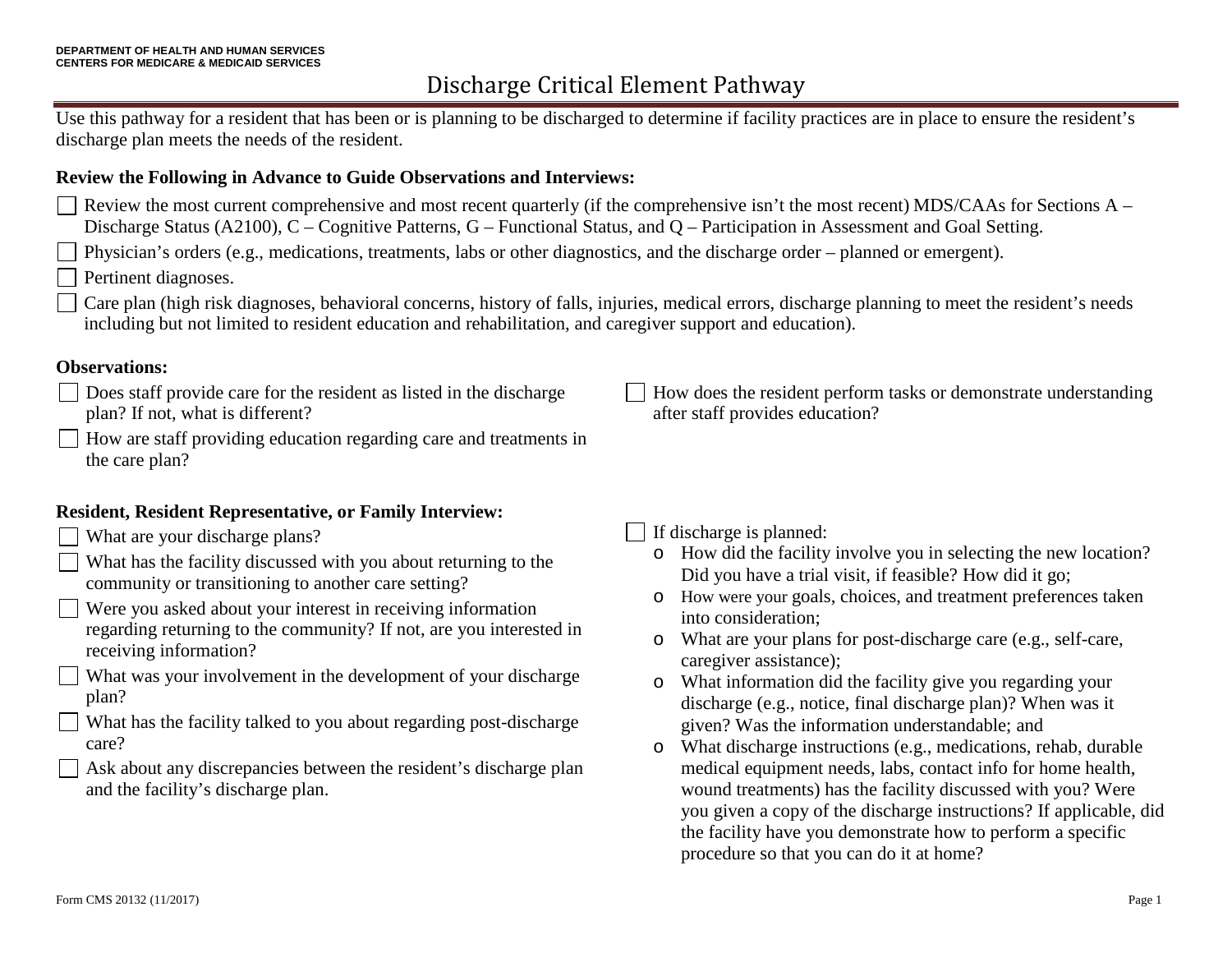DEPARTMENT OF HEALTH AND HUMAN SERVICES
CENTERS FOR MEDICARE & MEDICAID SERVICES

# Discharge Critical Element Pathway

Use this pathway for a resident that has been or is planning to be discharged to determine if facility practices are in place to ensure the resident's discharge plan meets the needs of the resident.

**Review the Following in Advance to Guide Observations and Interviews:**

- ☐ Review the most current comprehensive and most recent quarterly (if the comprehensive isn't the most recent) MDS/CAAs for Sections A – Discharge Status (A2100), C – Cognitive Patterns, G – Functional Status, and Q – Participation in Assessment and Goal Setting.
- ☐ Physician's orders (e.g., medications, treatments, labs or other diagnostics, and the discharge order – planned or emergent).
- ☐ Pertinent diagnoses.
- ☐ Care plan (high risk diagnoses, behavioral concerns, history of falls, injuries, medical errors, discharge planning to meet the resident's needs including but not limited to resident education and rehabilitation, and caregiver support and education).

**Observations:**

- ☐ Does staff provide care for the resident as listed in the discharge plan? If not, what is different?
- ☐ How are staff providing education regarding care and treatments in the care plan?
- ☐ How does the resident perform tasks or demonstrate understanding after staff provides education?

**Resident, Resident Representative, or Family Interview:**

- ☐ What are your discharge plans?
- ☐ What has the facility discussed with you about returning to the community or transitioning to another care setting?
- ☐ Were you asked about your interest in receiving information regarding returning to the community? If not, are you interested in receiving information?
- ☐ What was your involvement in the development of your discharge plan?
- ☐ What has the facility talked to you about regarding post-discharge care?
- ☐ Ask about any discrepancies between the resident's discharge plan and the facility's discharge plan.
- ☐ If discharge is planned:
  - How did the facility involve you in selecting the new location? Did you have a trial visit, if feasible? How did it go;
  - How were your goals, choices, and treatment preferences taken into consideration;
  - What are your plans for post-discharge care (e.g., self-care, caregiver assistance);
  - What information did the facility give you regarding your discharge (e.g., notice, final discharge plan)? When was it given? Was the information understandable; and
  - What discharge instructions (e.g., medications, rehab, durable medical equipment needs, labs, contact info for home health, wound treatments) has the facility discussed with you? Were you given a copy of the discharge instructions? If applicable, did the facility have you demonstrate how to perform a specific procedure so that you can do it at home?

Form CMS 20132 (11/2017)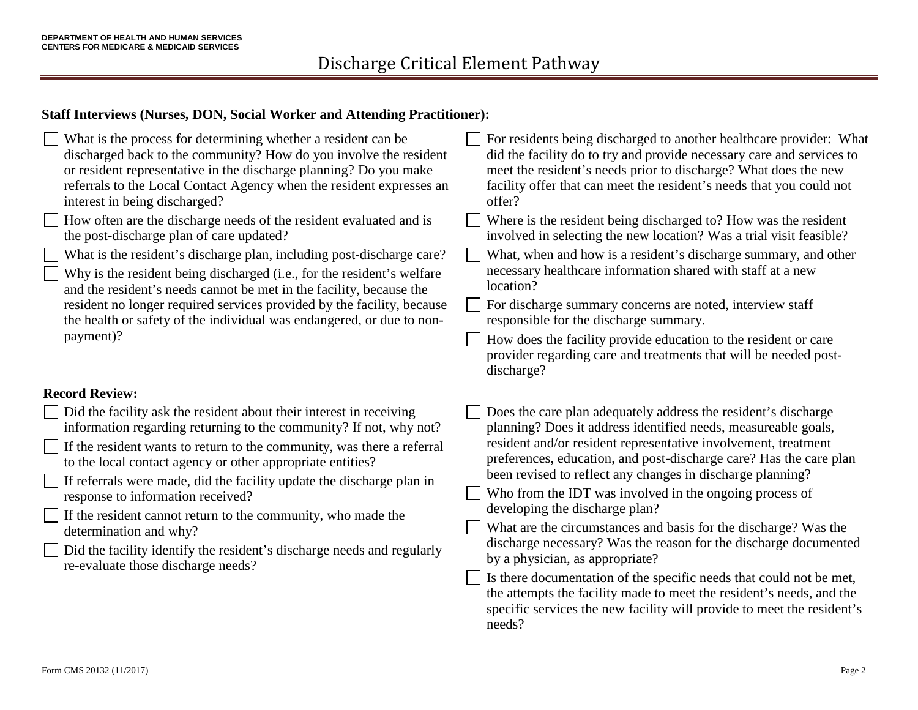# Discharge Critical Element Pathway

**Staff Interviews (Nurses, DON, Social Worker and Attending Practitioner):**

- [ ] What is the process for determining whether a resident can be discharged back to the community? How do you involve the resident or resident representative in the discharge planning? Do you make referrals to the Local Contact Agency when the resident expresses an interest in being discharged?
- [ ] How often are the discharge needs of the resident evaluated and is the post-discharge plan of care updated?
- [ ] What is the resident's discharge plan, including post-discharge care?
- [ ] Why is the resident being discharged (i.e., for the resident's welfare and the resident's needs cannot be met in the facility, because the resident no longer required services provided by the facility, because the health or safety of the individual was endangered, or due to non-payment)?
- [ ] For residents being discharged to another healthcare provider: What did the facility do to try and provide necessary care and services to meet the resident's needs prior to discharge? What does the new facility offer that can meet the resident's needs that you could not offer?
- [ ] Where is the resident being discharged to? How was the resident involved in selecting the new location? Was a trial visit feasible?
- [ ] What, when and how is a resident's discharge summary, and other necessary healthcare information shared with staff at a new location?
- [ ] For discharge summary concerns are noted, interview staff responsible for the discharge summary.
- [ ] How does the facility provide education to the resident or care provider regarding care and treatments that will be needed post-discharge?

**Record Review:**

- [ ] Did the facility ask the resident about their interest in receiving information regarding returning to the community? If not, why not?
- [ ] If the resident wants to return to the community, was there a referral to the local contact agency or other appropriate entities?
- [ ] If referrals were made, did the facility update the discharge plan in response to information received?
- [ ] If the resident cannot return to the community, who made the determination and why?
- [ ] Did the facility identify the resident's discharge needs and regularly re-evaluate those discharge needs?
- [ ] Does the care plan adequately address the resident's discharge planning? Does it address identified needs, measureable goals, resident and/or resident representative involvement, treatment preferences, education, and post-discharge care? Has the care plan been revised to reflect any changes in discharge planning?
- [ ] Who from the IDT was involved in the ongoing process of developing the discharge plan?
- [ ] What are the circumstances and basis for the discharge? Was the discharge necessary? Was the reason for the discharge documented by a physician, as appropriate?
- [ ] Is there documentation of the specific needs that could not be met, the attempts the facility made to meet the resident's needs, and the specific services the new facility will provide to meet the resident's needs?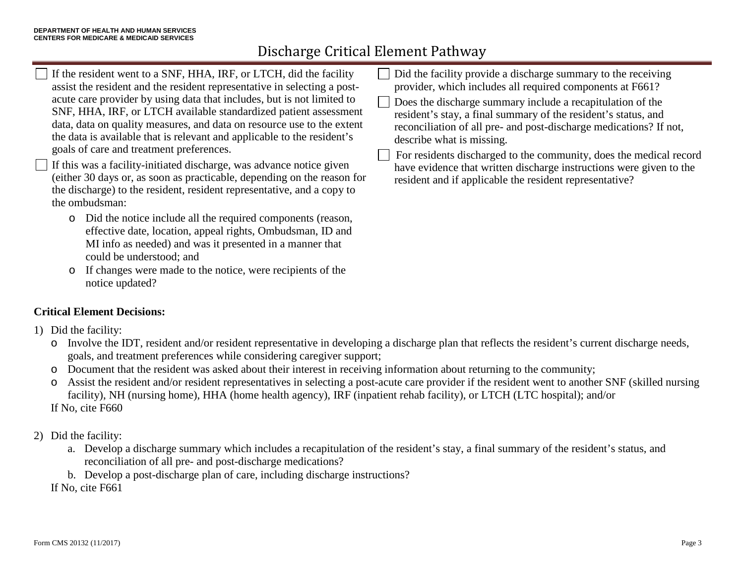DEPARTMENT OF HEALTH AND HUMAN SERVICES
CENTERS FOR MEDICARE & MEDICAID SERVICES

# Discharge Critical Element Pathway

- ☐ If the resident went to a SNF, HHA, IRF, or LTCH, did the facility assist the resident and the resident representative in selecting a post-acute care provider by using data that includes, but is not limited to SNF, HHA, IRF, or LTCH available standardized patient assessment data, data on quality measures, and data on resource use to the extent the data is available that is relevant and applicable to the resident's goals of care and treatment preferences.
- ☐ If this was a facility-initiated discharge, was advance notice given (either 30 days or, as soon as practicable, depending on the reason for the discharge) to the resident, resident representative, and a copy to the ombudsman:
  - Did the notice include all the required components (reason, effective date, location, appeal rights, Ombudsman, ID and MI info as needed) and was it presented in a manner that could be understood; and
  - If changes were made to the notice, were recipients of the notice updated?
- ☐ Did the facility provide a discharge summary to the receiving provider, which includes all required components at F661?
- ☐ Does the discharge summary include a recapitulation of the resident's stay, a final summary of the resident's status, and reconciliation of all pre- and post-discharge medications? If not, describe what is missing.
- ☐ For residents discharged to the community, does the medical record have evidence that written discharge instructions were given to the resident and if applicable the resident representative?

**Critical Element Decisions:**

1) Did the facility:
   - Involve the IDT, resident and/or resident representative in developing a discharge plan that reflects the resident's current discharge needs, goals, and treatment preferences while considering caregiver support;
   - Document that the resident was asked about their interest in receiving information about returning to the community;
   - Assist the resident and/or resident representatives in selecting a post-acute care provider if the resident went to another SNF (skilled nursing facility), NH (nursing home), HHA (home health agency), IRF (inpatient rehab facility), or LTCH (LTC hospital); and/or

   If No, cite F660

2) Did the facility:
   a. Develop a discharge summary which includes a recapitulation of the resident's stay, a final summary of the resident's status, and reconciliation of all pre- and post-discharge medications?
   b. Develop a post-discharge plan of care, including discharge instructions?

   If No, cite F661

Form CMS 20132 (11/2017)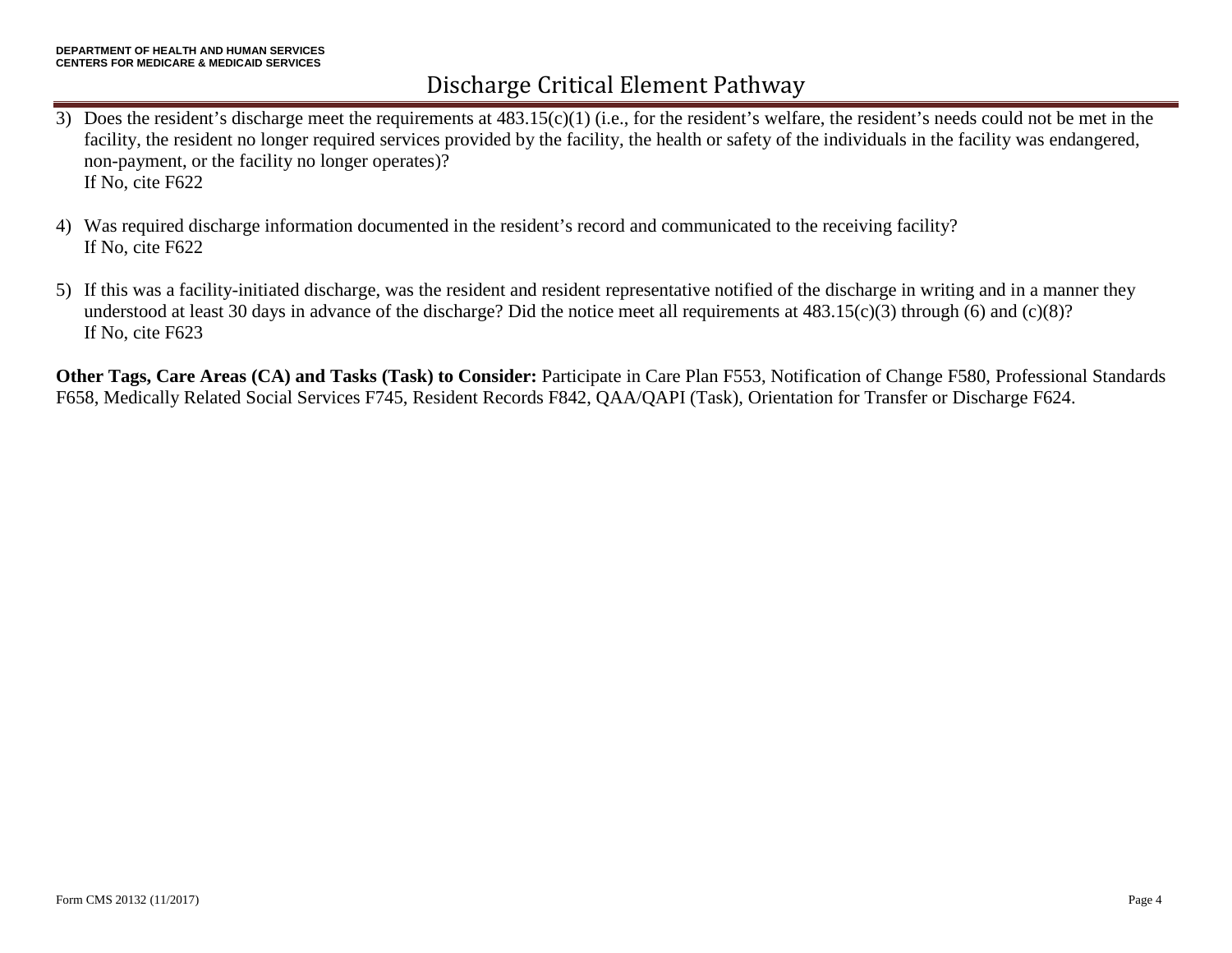3) Does the resident's discharge meet the requirements at 483.15(c)(1) (i.e., for the resident's welfare, the resident's needs could not be met in the facility, the resident no longer required services provided by the facility, the health or safety of the individuals in the facility was endangered, non-payment, or the facility no longer operates)?
   If No, cite F622

4) Was required discharge information documented in the resident's record and communicated to the receiving facility?
   If No, cite F622

5) If this was a facility-initiated discharge, was the resident and resident representative notified of the discharge in writing and in a manner they understood at least 30 days in advance of the discharge? Did the notice meet all requirements at 483.15(c)(3) through (6) and (c)(8)?
   If No, cite F623

**Other Tags, Care Areas (CA) and Tasks (Task) to Consider:** Participate in Care Plan F553, Notification of Change F580, Professional Standards F658, Medically Related Social Services F745, Resident Records F842, QAA/QAPI (Task), Orientation for Transfer or Discharge F624.